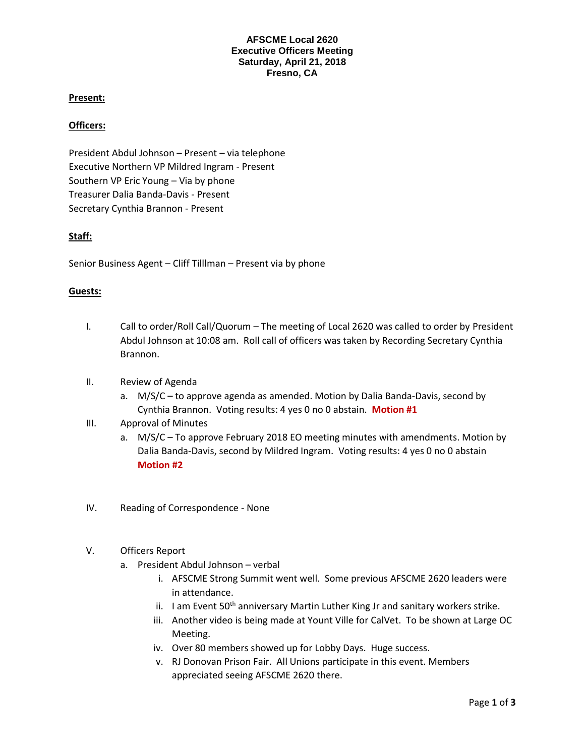**AFSCME Local 2620**
**Executive Officers Meeting**
**Saturday, April 21, 2018**
**Fresno, CA**

**Present:**

**Officers:**

President Abdul Johnson – Present – via telephone
Executive Northern VP Mildred Ingram - Present
Southern VP Eric Young – Via by phone
Treasurer Dalia Banda-Davis - Present
Secretary Cynthia Brannon - Present

**Staff:**

Senior Business Agent – Cliff Tilllman – Present via by phone

**Guests:**

I. Call to order/Roll Call/Quorum – The meeting of Local 2620 was called to order by President Abdul Johnson at 10:08 am. Roll call of officers was taken by Recording Secretary Cynthia Brannon.

II. Review of Agenda
   a. M/S/C – to approve agenda as amended. Motion by Dalia Banda-Davis, second by Cynthia Brannon. Voting results: 4 yes 0 no 0 abstain. **Motion #1**

III. Approval of Minutes
   a. M/S/C – To approve February 2018 EO meeting minutes with amendments. Motion by Dalia Banda-Davis, second by Mildred Ingram. Voting results: 4 yes 0 no 0 abstain **Motion #2**

IV. Reading of Correspondence - None

V. Officers Report
   a. President Abdul Johnson – verbal
      i. AFSCME Strong Summit went well. Some previous AFSCME 2620 leaders were in attendance.
      ii. I am Event 50th anniversary Martin Luther King Jr and sanitary workers strike.
      iii. Another video is being made at Yount Ville for CalVet. To be shown at Large OC Meeting.
      iv. Over 80 members showed up for Lobby Days. Huge success.
      v. RJ Donovan Prison Fair. All Unions participate in this event. Members appreciated seeing AFSCME 2620 there.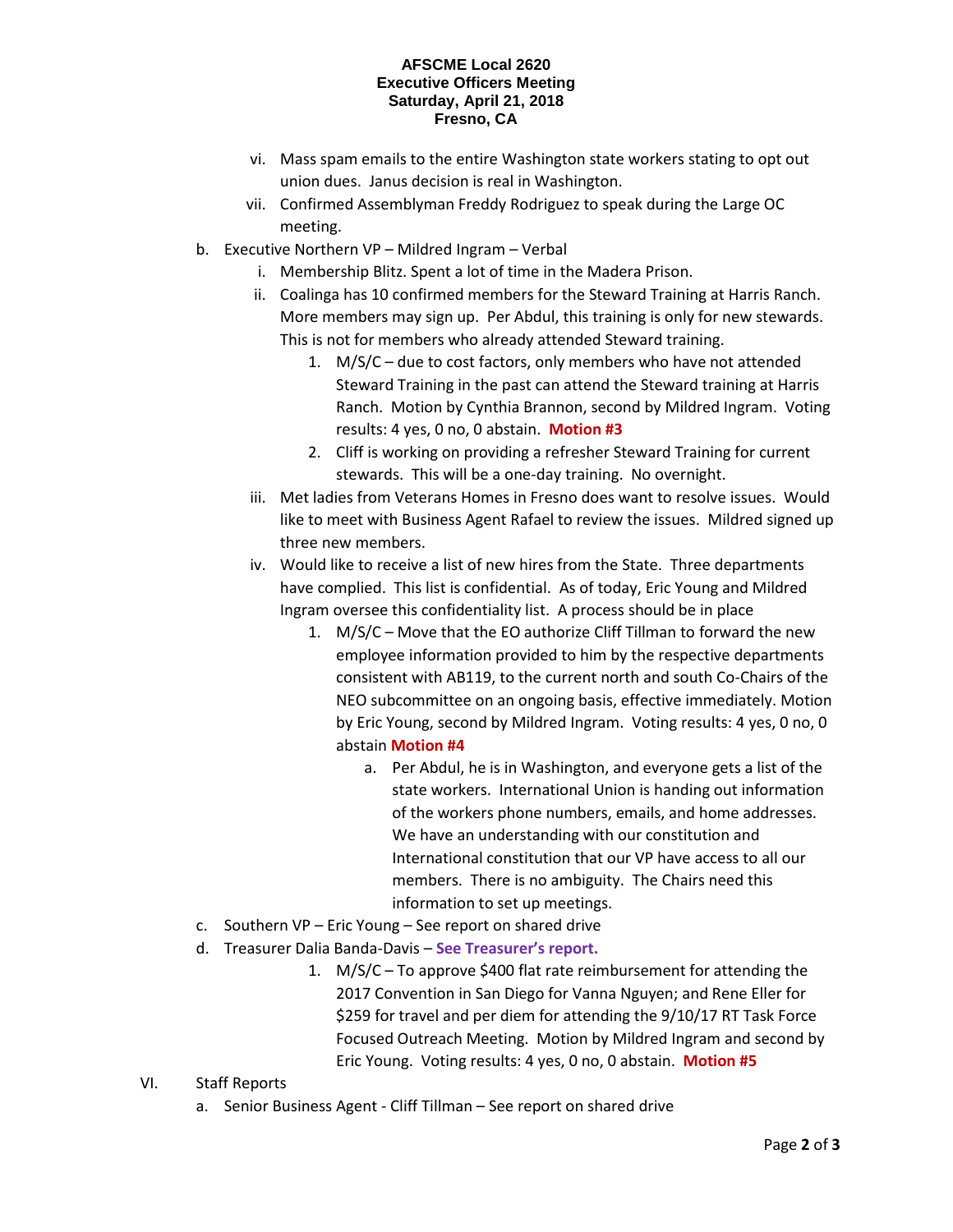vi. Mass spam emails to the entire Washington state workers stating to opt out union dues. Janus decision is real in Washington.

vii. Confirmed Assemblyman Freddy Rodriguez to speak during the Large OC meeting.

b. Executive Northern VP – Mildred Ingram – Verbal

   i. Membership Blitz. Spent a lot of time in the Madera Prison.

   ii. Coalinga has 10 confirmed members for the Steward Training at Harris Ranch. More members may sign up. Per Abdul, this training is only for new stewards. This is not for members who already attended Steward training.

      1. M/S/C – due to cost factors, only members who have not attended Steward Training in the past can attend the Steward training at Harris Ranch. Motion by Cynthia Brannon, second by Mildred Ingram. Voting results: 4 yes, 0 no, 0 abstain. **Motion #3**

      2. Cliff is working on providing a refresher Steward Training for current stewards. This will be a one-day training. No overnight.

   iii. Met ladies from Veterans Homes in Fresno does want to resolve issues. Would like to meet with Business Agent Rafael to review the issues. Mildred signed up three new members.

   iv. Would like to receive a list of new hires from the State. Three departments have complied. This list is confidential. As of today, Eric Young and Mildred Ingram oversee this confidentiality list. A process should be in place

      1. M/S/C – Move that the EO authorize Cliff Tillman to forward the new employee information provided to him by the respective departments consistent with AB119, to the current north and south Co-Chairs of the NEO subcommittee on an ongoing basis, effective immediately. Motion by Eric Young, second by Mildred Ingram. Voting results: 4 yes, 0 no, 0 abstain **Motion #4**

         a. Per Abdul, he is in Washington, and everyone gets a list of the state workers. International Union is handing out information of the workers phone numbers, emails, and home addresses. We have an understanding with our constitution and International constitution that our VP have access to all our members. There is no ambiguity. The Chairs need this information to set up meetings.

c. Southern VP – Eric Young – See report on shared drive

d. Treasurer Dalia Banda-Davis – **See Treasurer's report.**

      1. M/S/C – To approve $400 flat rate reimbursement for attending the 2017 Convention in San Diego for Vanna Nguyen; and Rene Eller for $259 for travel and per diem for attending the 9/10/17 RT Task Force Focused Outreach Meeting. Motion by Mildred Ingram and second by Eric Young. Voting results: 4 yes, 0 no, 0 abstain. **Motion #5**

VI. Staff Reports

a. Senior Business Agent - Cliff Tillman – See report on shared drive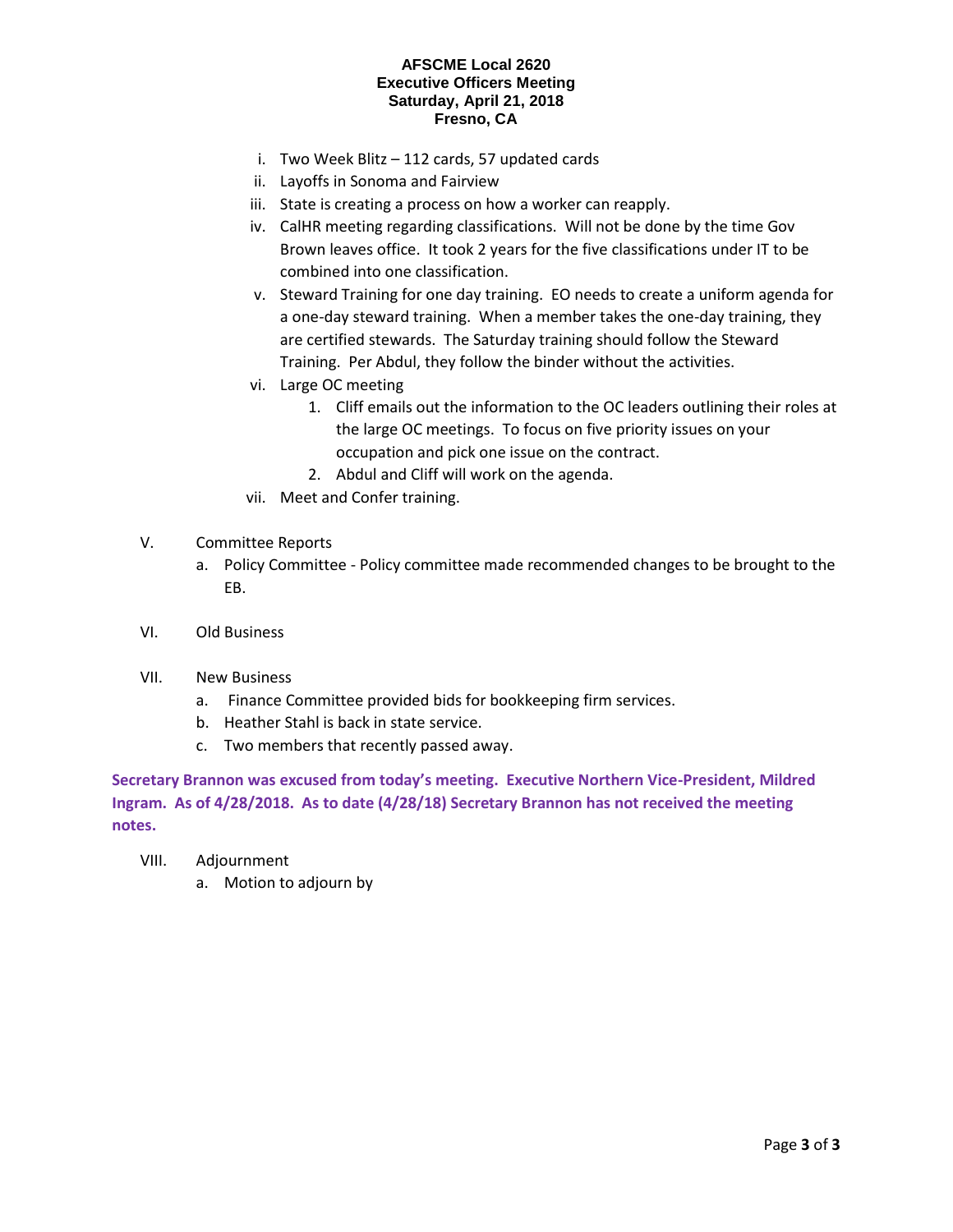**AFSCME Local 2620**
**Executive Officers Meeting**
**Saturday, April 21, 2018**
**Fresno, CA**

i. Two Week Blitz – 112 cards, 57 updated cards
ii. Layoffs in Sonoma and Fairview
iii. State is creating a process on how a worker can reapply.
iv. CalHR meeting regarding classifications. Will not be done by the time Gov Brown leaves office. It took 2 years for the five classifications under IT to be combined into one classification.
v. Steward Training for one day training. EO needs to create a uniform agenda for a one-day steward training. When a member takes the one-day training, they are certified stewards. The Saturday training should follow the Steward Training. Per Abdul, they follow the binder without the activities.
vi. Large OC meeting
   1. Cliff emails out the information to the OC leaders outlining their roles at the large OC meetings. To focus on five priority issues on your occupation and pick one issue on the contract.
   2. Abdul and Cliff will work on the agenda.
vii. Meet and Confer training.

V. Committee Reports
   a. Policy Committee - Policy committee made recommended changes to be brought to the EB.

VI. Old Business

VII. New Business
   a. Finance Committee provided bids for bookkeeping firm services.
   b. Heather Stahl is back in state service.
   c. Two members that recently passed away.

**Secretary Brannon was excused from today's meeting. Executive Northern Vice-President, Mildred Ingram. As of 4/28/2018. As to date (4/28/18) Secretary Brannon has not received the meeting notes.**

VIII. Adjournment
   a. Motion to adjourn by